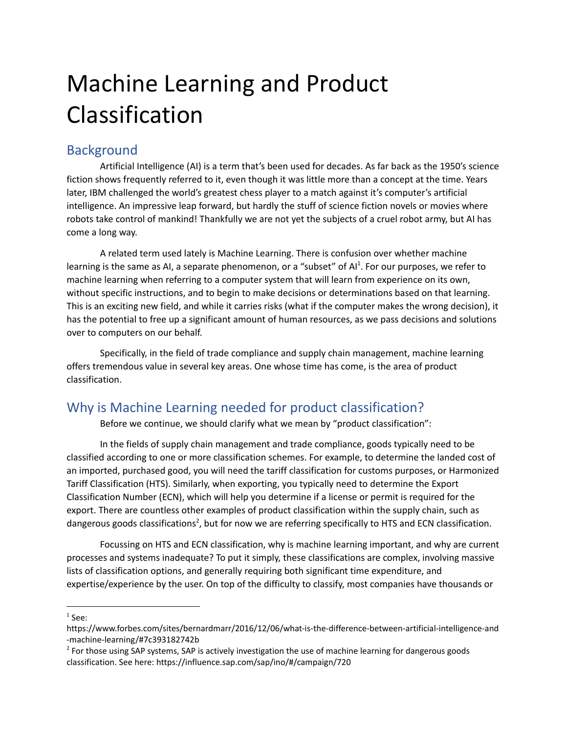# Machine Learning and Product Classification

## Background

Artificial Intelligence (AI) is a term that's been used for decades. As far back as the 1950's science fiction shows frequently referred to it, even though it was little more than a concept at the time. Years later, IBM challenged the world's greatest chess player to a match against it's computer's artificial intelligence. An impressive leap forward, but hardly the stuff of science fiction novels or movies where robots take control of mankind! Thankfully we are not yet the subjects of a cruel robot army, but AI has come a long way.

A related term used lately is Machine Learning. There is confusion over whether machine learning is the same as AI, a separate phenomenon, or a "subset" of AI[1]. For our purposes, we refer to machine learning when referring to a computer system that will learn from experience on its own, without specific instructions, and to begin to make decisions or determinations based on that learning. This is an exciting new field, and while it carries risks (what if the computer makes the wrong decision), it has the potential to free up a significant amount of human resources, as we pass decisions and solutions over to computers on our behalf.

Specifically, in the field of trade compliance and supply chain management, machine learning offers tremendous value in several key areas. One whose time has come, is the area of product classification.

## Why is Machine Learning needed for product classification?

Before we continue, we should clarify what we mean by "product classification":

In the fields of supply chain management and trade compliance, goods typically need to be classified according to one or more classification schemes. For example, to determine the landed cost of an imported, purchased good, you will need the tariff classification for customs purposes, or Harmonized Tariff Classification (HTS). Similarly, when exporting, you typically need to determine the Export Classification Number (ECN), which will help you determine if a license or permit is required for the export. There are countless other examples of product classification within the supply chain, such as dangerous goods classifications[2], but for now we are referring specifically to HTS and ECN classification.

Focussing on HTS and ECN classification, why is machine learning important, and why are current processes and systems inadequate? To put it simply, these classifications are complex, involving massive lists of classification options, and generally requiring both significant time expenditure, and expertise/experience by the user. On top of the difficulty to classify, most companies have thousands or

---

[1] See: https://www.forbes.com/sites/bernardmarr/2016/12/06/what-is-the-difference-between-artificial-intelligence-and-machine-learning/#7c393182742b

[2] For those using SAP systems, SAP is actively investigation the use of machine learning for dangerous goods classification. See here: https://influence.sap.com/sap/ino/#/campaign/720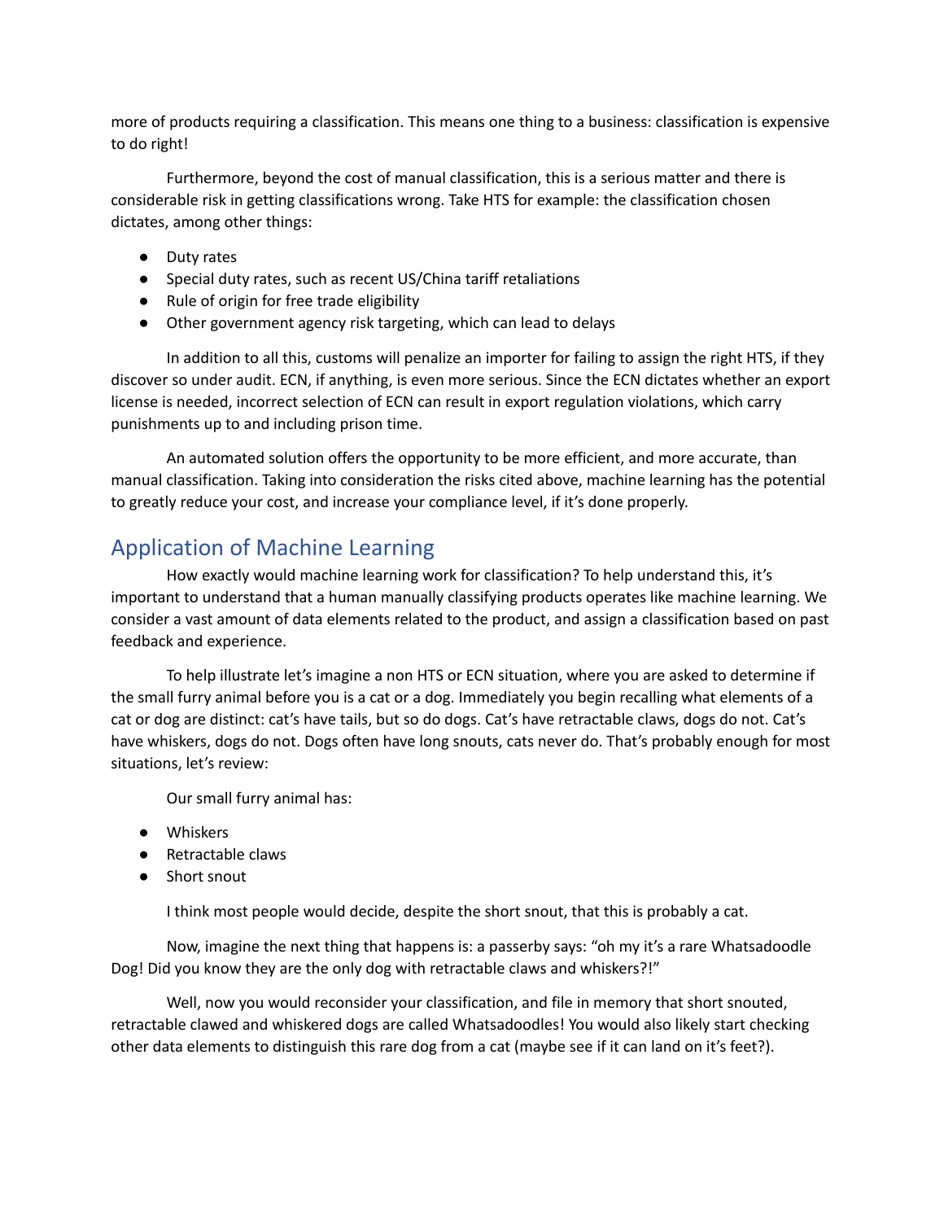more of products requiring a classification. This means one thing to a business: classification is expensive to do right!

Furthermore, beyond the cost of manual classification, this is a serious matter and there is considerable risk in getting classifications wrong. Take HTS for example: the classification chosen dictates, among other things:

- Duty rates
- Special duty rates, such as recent US/China tariff retaliations
- Rule of origin for free trade eligibility
- Other government agency risk targeting, which can lead to delays

In addition to all this, customs will penalize an importer for failing to assign the right HTS, if they discover so under audit. ECN, if anything, is even more serious. Since the ECN dictates whether an export license is needed, incorrect selection of ECN can result in export regulation violations, which carry punishments up to and including prison time.

An automated solution offers the opportunity to be more efficient, and more accurate, than manual classification. Taking into consideration the risks cited above, machine learning has the potential to greatly reduce your cost, and increase your compliance level, if it's done properly.

## Application of Machine Learning

How exactly would machine learning work for classification? To help understand this, it's important to understand that a human manually classifying products operates like machine learning. We consider a vast amount of data elements related to the product, and assign a classification based on past feedback and experience.

To help illustrate let's imagine a non HTS or ECN situation, where you are asked to determine if the small furry animal before you is a cat or a dog. Immediately you begin recalling what elements of a cat or dog are distinct: cat's have tails, but so do dogs. Cat's have retractable claws, dogs do not. Cat's have whiskers, dogs do not. Dogs often have long snouts, cats never do. That's probably enough for most situations, let's review:

Our small furry animal has:

- Whiskers
- Retractable claws
- Short snout

I think most people would decide, despite the short snout, that this is probably a cat.

Now, imagine the next thing that happens is: a passerby says: "oh my it's a rare Whatsadoodle Dog! Did you know they are the only dog with retractable claws and whiskers?!"

Well, now you would reconsider your classification, and file in memory that short snouted, retractable clawed and whiskered dogs are called Whatsadoodles! You would also likely start checking other data elements to distinguish this rare dog from a cat (maybe see if it can land on it's feet?).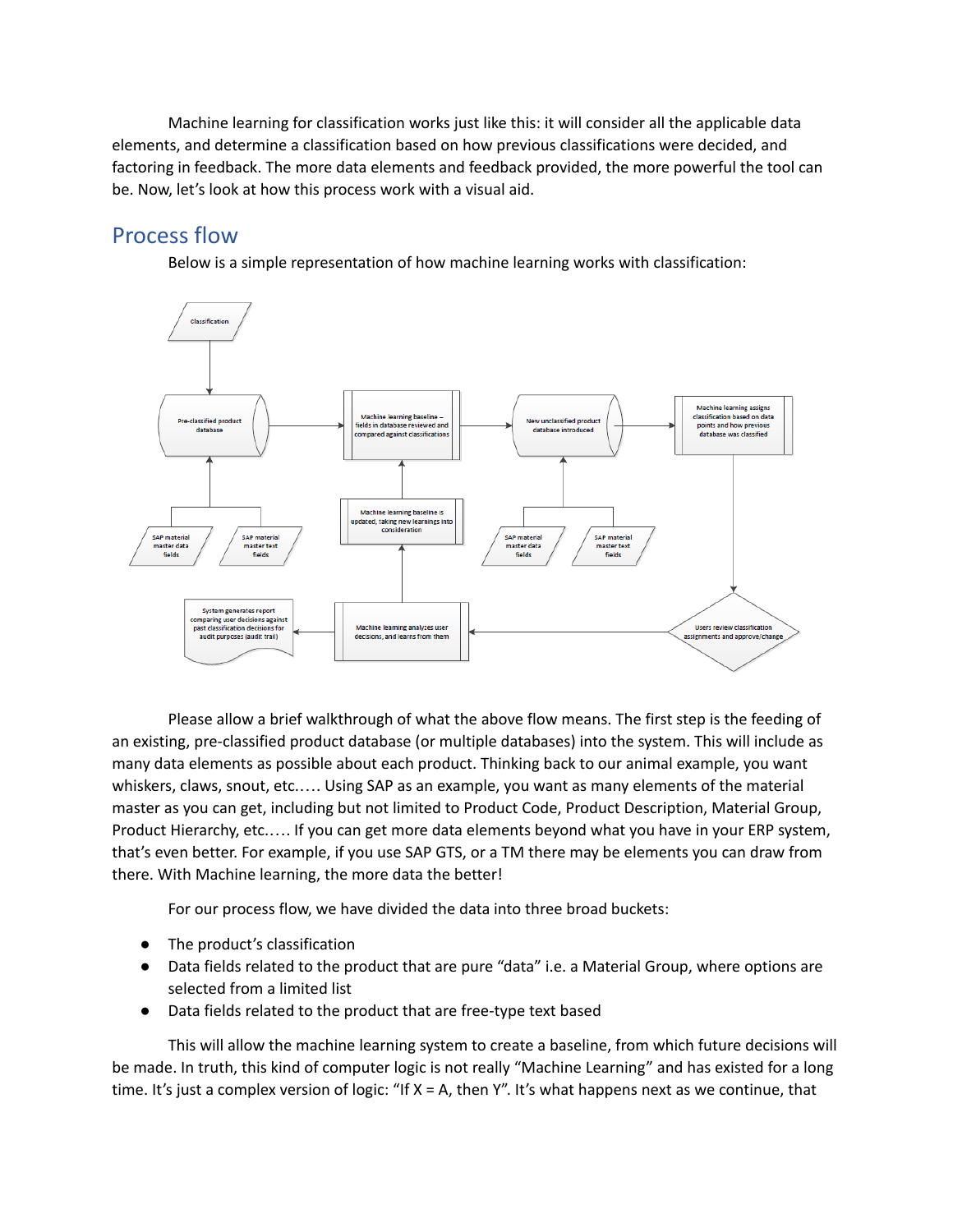Machine learning for classification works just like this: it will consider all the applicable data elements, and determine a classification based on how previous classifications were decided, and factoring in feedback. The more data elements and feedback provided, the more powerful the tool can be. Now, let's look at how this process work with a visual aid.

## Process flow

Below is a simple representation of how machine learning works with classification:

Please allow a brief walkthrough of what the above flow means. The first step is the feeding of an existing, pre-classified product database (or multiple databases) into the system. This will include as many data elements as possible about each product. Thinking back to our animal example, you want whiskers, claws, snout, etc..... Using SAP as an example, you want as many elements of the material master as you can get, including but not limited to Product Code, Product Description, Material Group, Product Hierarchy, etc..... If you can get more data elements beyond what you have in your ERP system, that's even better. For example, if you use SAP GTS, or a TM there may be elements you can draw from there. With Machine learning, the more data the better!

For our process flow, we have divided the data into three broad buckets:

- The product's classification
- Data fields related to the product that are pure "data" i.e. a Material Group, where options are selected from a limited list
- Data fields related to the product that are free-type text based

This will allow the machine learning system to create a baseline, from which future decisions will be made. In truth, this kind of computer logic is not really "Machine Learning" and has existed for a long time. It's just a complex version of logic: "If X = A, then Y". It's what happens next as we continue, that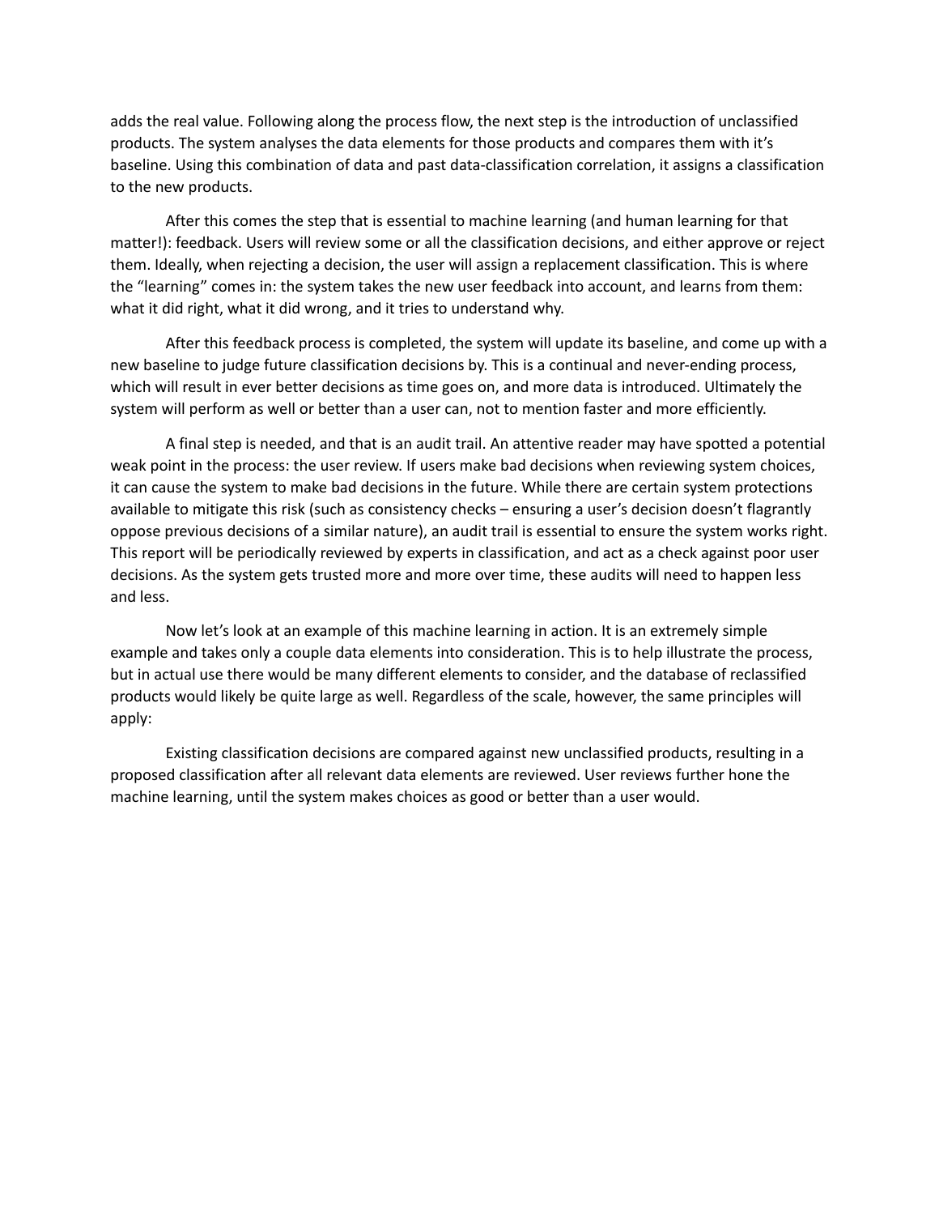adds the real value. Following along the process flow, the next step is the introduction of unclassified products. The system analyses the data elements for those products and compares them with it's baseline. Using this combination of data and past data-classification correlation, it assigns a classification to the new products.

After this comes the step that is essential to machine learning (and human learning for that matter!): feedback. Users will review some or all the classification decisions, and either approve or reject them. Ideally, when rejecting a decision, the user will assign a replacement classification. This is where the "learning" comes in: the system takes the new user feedback into account, and learns from them: what it did right, what it did wrong, and it tries to understand why.

After this feedback process is completed, the system will update its baseline, and come up with a new baseline to judge future classification decisions by. This is a continual and never-ending process, which will result in ever better decisions as time goes on, and more data is introduced. Ultimately the system will perform as well or better than a user can, not to mention faster and more efficiently.

A final step is needed, and that is an audit trail. An attentive reader may have spotted a potential weak point in the process: the user review. If users make bad decisions when reviewing system choices, it can cause the system to make bad decisions in the future. While there are certain system protections available to mitigate this risk (such as consistency checks – ensuring a user's decision doesn't flagrantly oppose previous decisions of a similar nature), an audit trail is essential to ensure the system works right. This report will be periodically reviewed by experts in classification, and act as a check against poor user decisions. As the system gets trusted more and more over time, these audits will need to happen less and less.

Now let's look at an example of this machine learning in action. It is an extremely simple example and takes only a couple data elements into consideration. This is to help illustrate the process, but in actual use there would be many different elements to consider, and the database of reclassified products would likely be quite large as well. Regardless of the scale, however, the same principles will apply:

Existing classification decisions are compared against new unclassified products, resulting in a proposed classification after all relevant data elements are reviewed. User reviews further hone the machine learning, until the system makes choices as good or better than a user would.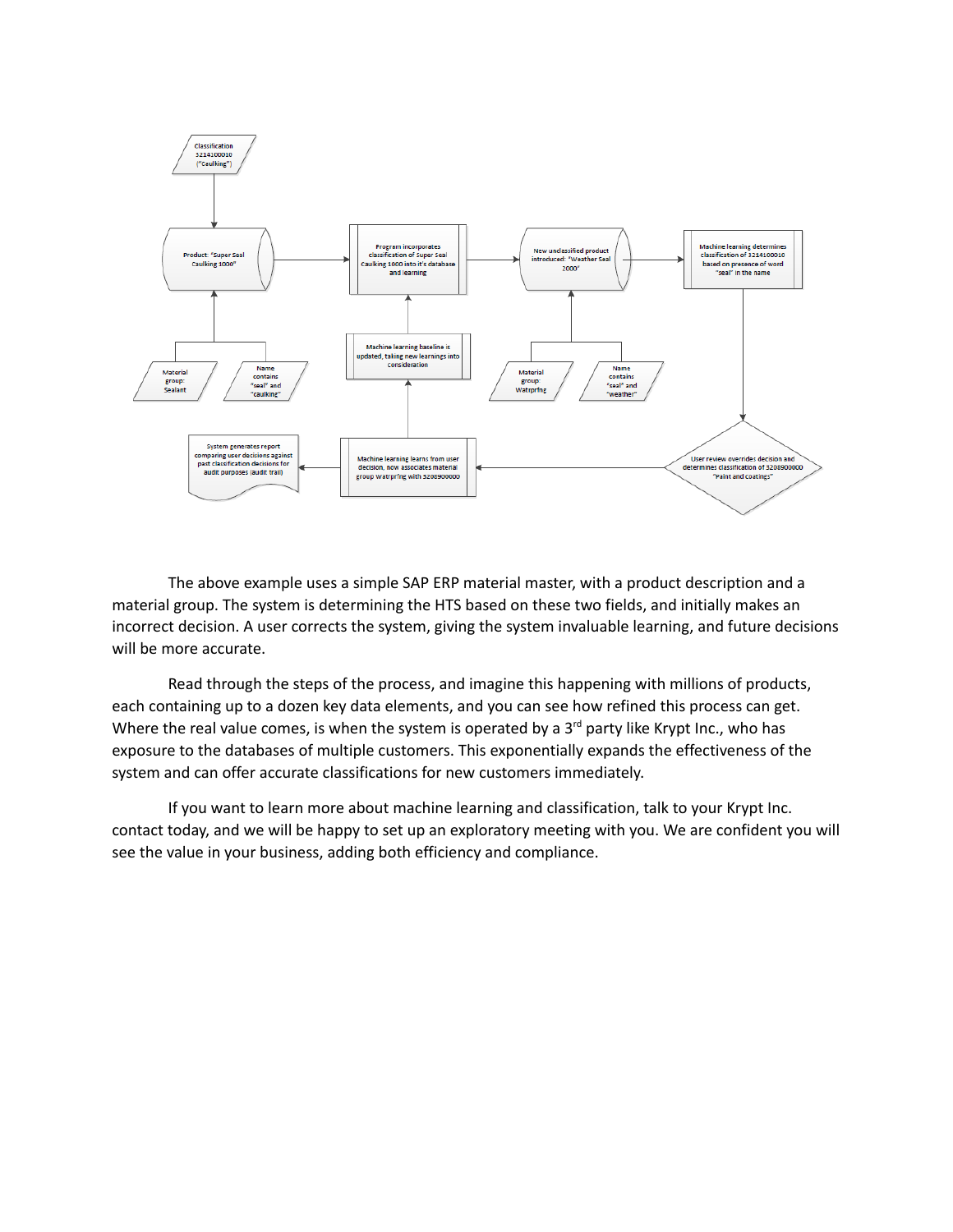Classification 3214100010 ("Caulking")

Product: "Super Seal Caulking 1000"

Material group: Sealant

Name contains "seal" and "caulking"

Program incorporates classification of Super Seal Caulking 1000 into it's database and learning

Machine learning baseline is updated, taking new learnings into consideration

New unclassified product introduced: "Weather Seal 2000"

Material group: Watrpfing

Name contains "seal" and "weather"

Machine learning determines classification of 3214100010 based on presence of word "seal" in the name

User review overrides decision and determines classification of 3208900000 "Paint and coatings"

Machine learning learns from user decision, now associates material group watrpfing with 3208900000

System generates report comparing user decisions against past classification decisions for audit purposes (audit trail)

The above example uses a simple SAP ERP material master, with a product description and a material group. The system is determining the HTS based on these two fields, and initially makes an incorrect decision. A user corrects the system, giving the system invaluable learning, and future decisions will be more accurate.

Read through the steps of the process, and imagine this happening with millions of products, each containing up to a dozen key data elements, and you can see how refined this process can get. Where the real value comes, is when the system is operated by a 3rd party like Krypt Inc., who has exposure to the databases of multiple customers. This exponentially expands the effectiveness of the system and can offer accurate classifications for new customers immediately.

If you want to learn more about machine learning and classification, talk to your Krypt Inc. contact today, and we will be happy to set up an exploratory meeting with you. We are confident you will see the value in your business, adding both efficiency and compliance.